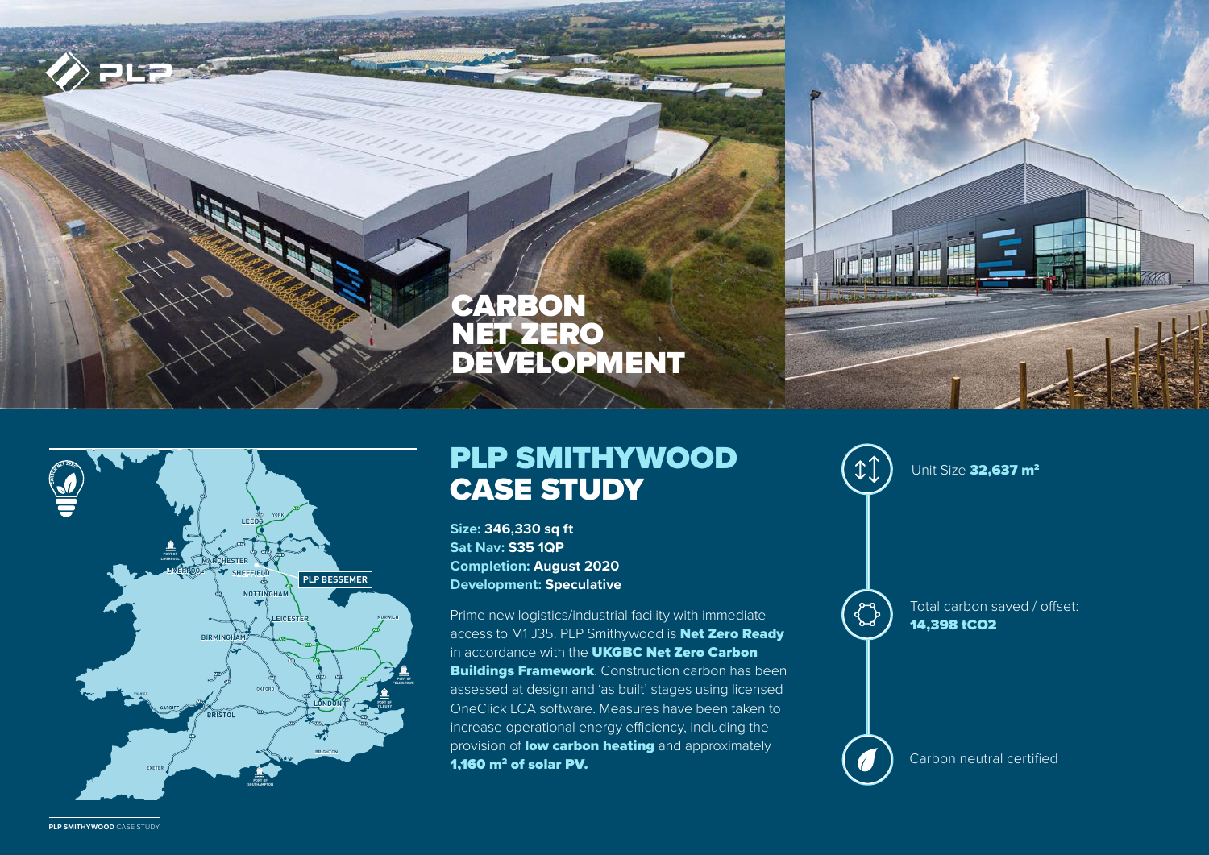# CARBON NET ZERO DEVELOPMENT

## PLP SMITHYWOOD CASE STUDY

**Size:** 346,330 sq ft
**Sat Nav:** S35 1QP
**Completion:** August 2020
**Development:** Speculative

Prime new logistics/industrial facility with immediate access to M1 J35. PLP Smithywood is **Net Zero Ready** in accordance with the **UKGBC Net Zero Carbon Buildings Framework**. Construction carbon has been assessed at design and 'as built' stages using licensed OneClick LCA software. Measures have been taken to increase operational energy efficiency, including the provision of **low carbon heating** and approximately **1,160 m² of solar PV.**

Unit Size **32,637 m²**

Total carbon saved / offset: **14,398 $tCO_2$**

Carbon neutral certified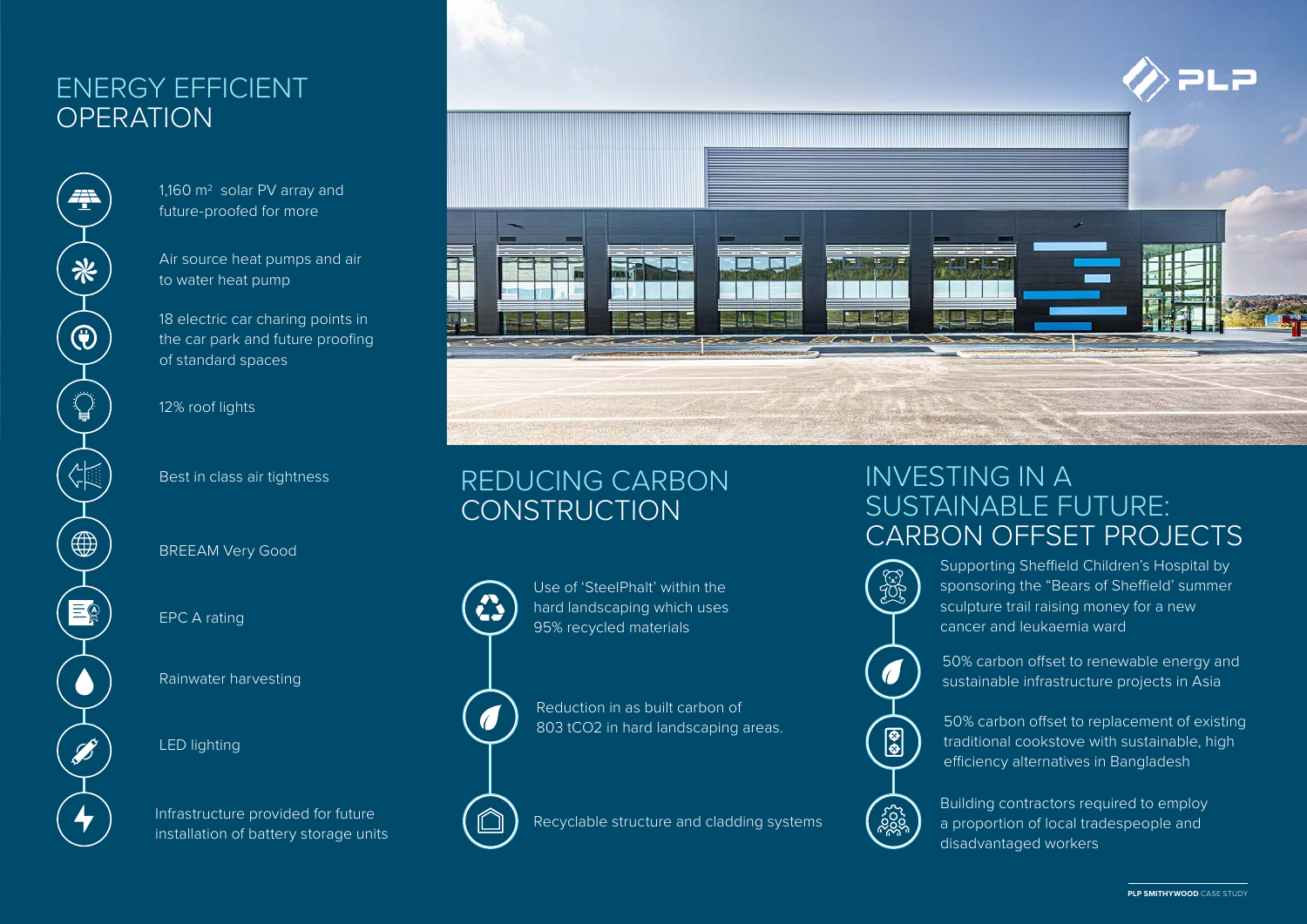## ENERGY EFFICIENT OPERATION

- 1,160 $m^2$ solar PV array and future-proofed for more
- Air source heat pumps and air to water heat pump
- 18 electric car charing points in the car park and future proofing of standard spaces
- 12% roof lights
- Best in class air tightness
- BREEAM Very Good
- EPC A rating
- Rainwater harvesting
- LED lighting
- Infrastructure provided for future installation of battery storage units

PLP

## REDUCING CARBON CONSTRUCTION

- Use of 'SteelPhalt' within the hard landscaping which uses 95% recycled materials
- Reduction in as built carbon of 803 $tCO_2$ in hard landscaping areas.
- Recyclable structure and cladding systems

## INVESTING IN A SUSTAINABLE FUTURE: CARBON OFFSET PROJECTS

- Supporting Sheffield Children's Hospital by sponsoring the "Bears of Sheffield' summer sculpture trail raising money for a new cancer and leukaemia ward
- 50% carbon offset to renewable energy and sustainable infrastructure projects in Asia
- 50% carbon offset to replacement of existing traditional cookstove with sustainable, high efficiency alternatives in Bangladesh
- Building contractors required to employ a proportion of local tradespeople and disadvantaged workers

**PLP SMITHYWOOD** CASE STUDY